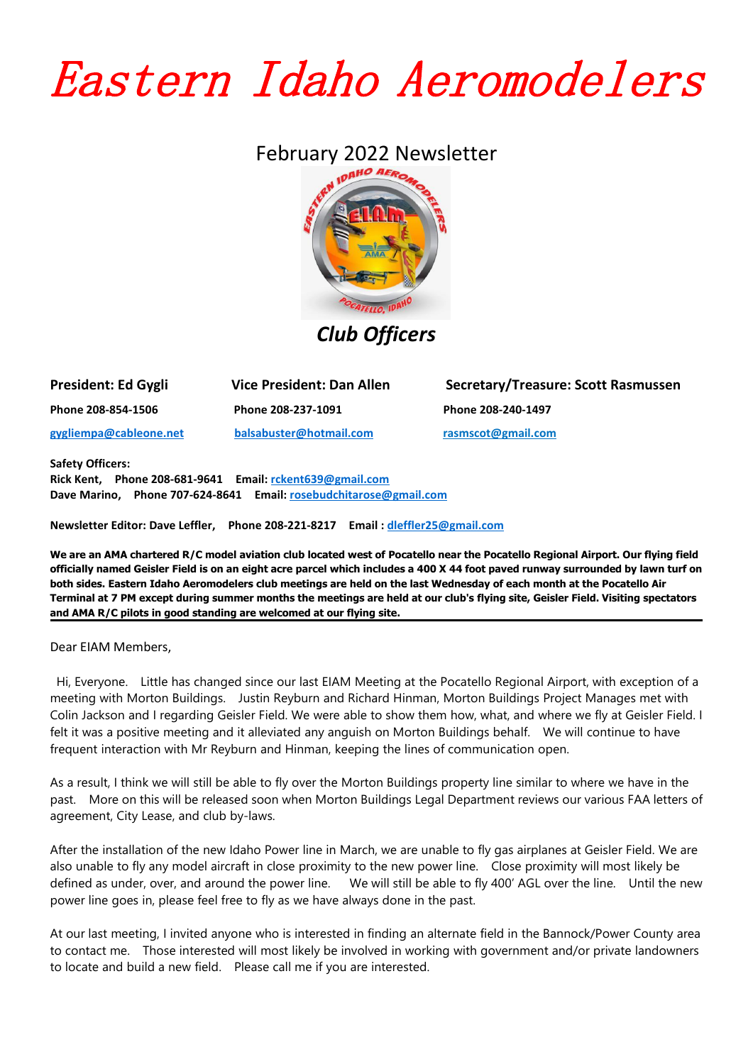# Eastern Idaho Aeromodelers

## February 2022 Newsletter

## *Club Officers*

| President: Ed Gygli | Vice President: Dan Allen | Secretary/Treasure: Scott Rasmussen |
|---|---|---|
| Phone 208-854-1506 | Phone 208-237-1091 | Phone 208-240-1497 |
| gygliempa@cableone.net | balsabuster@hotmail.com | rasmscot@gmail.com |

**Safety Officers:**
**Rick Kent, Phone 208-681-9641 Email: rckent639@gmail.com**
**Dave Marino, Phone 707-624-8641 Email: rosebudchitarose@gmail.com**

**Newsletter Editor: Dave Leffler, Phone 208-221-8217 Email : dleffler25@gmail.com**

**We are an AMA chartered R/C model aviation club located west of Pocatello near the Pocatello Regional Airport. Our flying field officially named Geisler Field is on an eight acre parcel which includes a 400 X 44 foot paved runway surrounded by lawn turf on both sides. Eastern Idaho Aeromodelers club meetings are held on the last Wednesday of each month at the Pocatello Air Terminal at 7 PM except during summer months the meetings are held at our club's flying site, Geisler Field. Visiting spectators and AMA R/C pilots in good standing are welcomed at our flying site.**

---

Dear EIAM Members,

Hi, Everyone. Little has changed since our last EIAM Meeting at the Pocatello Regional Airport, with exception of a meeting with Morton Buildings. Justin Reyburn and Richard Hinman, Morton Buildings Project Manages met with Colin Jackson and I regarding Geisler Field. We were able to show them how, what, and where we fly at Geisler Field. I felt it was a positive meeting and it alleviated any anguish on Morton Buildings behalf. We will continue to have frequent interaction with Mr Reyburn and Hinman, keeping the lines of communication open.

As a result, I think we will still be able to fly over the Morton Buildings property line similar to where we have in the past. More on this will be released soon when Morton Buildings Legal Department reviews our various FAA letters of agreement, City Lease, and club by-laws.

After the installation of the new Idaho Power line in March, we are unable to fly gas airplanes at Geisler Field. We are also unable to fly any model aircraft in close proximity to the new power line. Close proximity will most likely be defined as under, over, and around the power line. We will still be able to fly 400' AGL over the line. Until the new power line goes in, please feel free to fly as we have always done in the past.

At our last meeting, I invited anyone who is interested in finding an alternate field in the Bannock/Power County area to contact me. Those interested will most likely be involved in working with government and/or private landowners to locate and build a new field. Please call me if you are interested.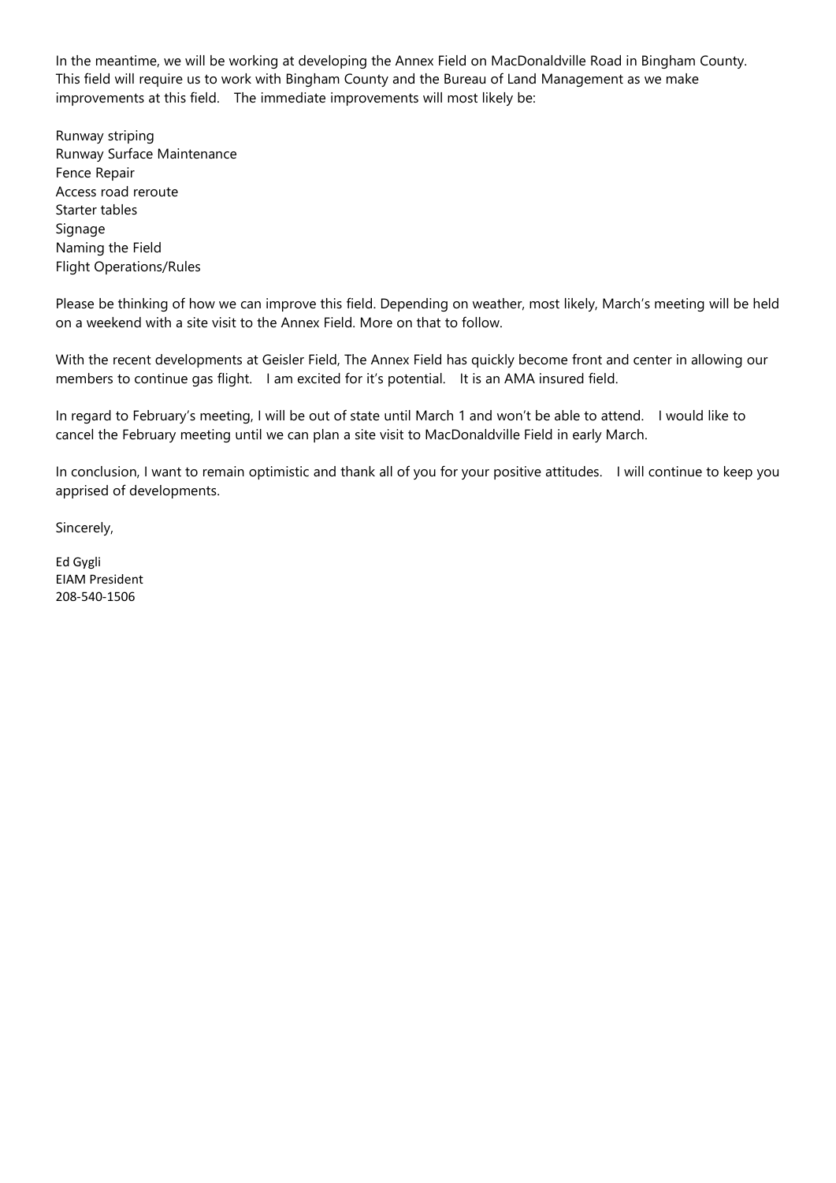In the meantime, we will be working at developing the Annex Field on MacDonaldville Road in Bingham County. This field will require us to work with Bingham County and the Bureau of Land Management as we make improvements at this field. The immediate improvements will most likely be:

Runway striping
Runway Surface Maintenance
Fence Repair
Access road reroute
Starter tables
Signage
Naming the Field
Flight Operations/Rules

Please be thinking of how we can improve this field. Depending on weather, most likely, March's meeting will be held on a weekend with a site visit to the Annex Field. More on that to follow.

With the recent developments at Geisler Field, The Annex Field has quickly become front and center in allowing our members to continue gas flight. I am excited for it's potential. It is an AMA insured field.

In regard to February's meeting, I will be out of state until March 1 and won't be able to attend. I would like to cancel the February meeting until we can plan a site visit to MacDonaldville Field in early March.

In conclusion, I want to remain optimistic and thank all of you for your positive attitudes. I will continue to keep you apprised of developments.

Sincerely,

Ed Gygli
EIAM President
208-540-1506